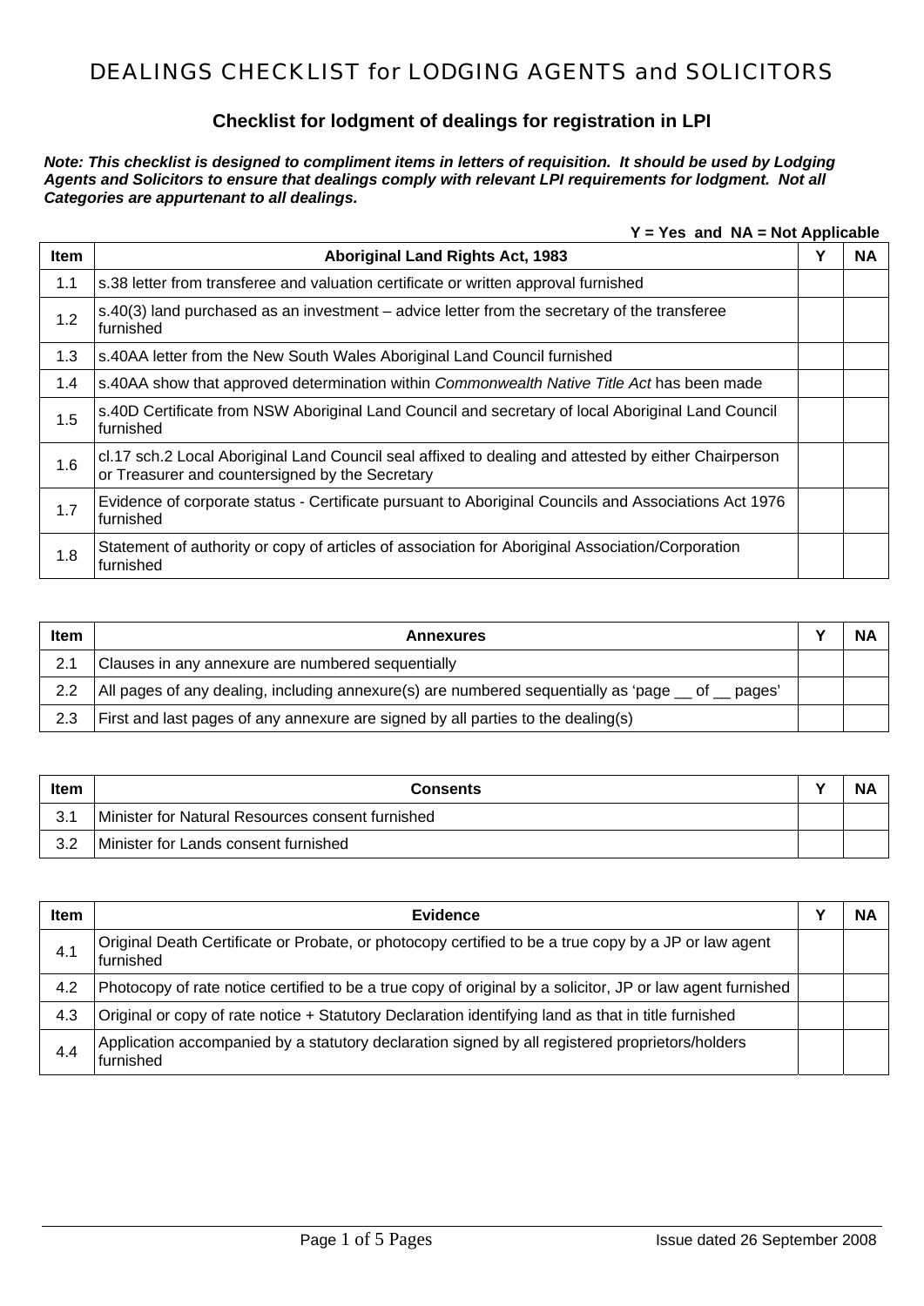# DEALINGS CHECKLIST for LODGING AGENTS and SOLICITORS

## Checklist for lodgment of dealings for registration in LPI

***Note: This checklist is designed to compliment items in letters of requisition. It should be used by Lodging Agents and Solicitors to ensure that dealings comply with relevant LPI requirements for lodgment. Not all Categories are appurtenant to all dealings.***

**Y = Yes and NA = Not Applicable**

| Item | Aboriginal Land Rights Act, 1983 | Y | NA |
|---|---|---|---|
| 1.1 | s.38 letter from transferee and valuation certificate or written approval furnished | | |
| 1.2 | s.40(3) land purchased as an investment – advice letter from the secretary of the transferee furnished | | |
| 1.3 | s.40AA letter from the New South Wales Aboriginal Land Council furnished | | |
| 1.4 | s.40AA show that approved determination within *Commonwealth Native Title Act* has been made | | |
| 1.5 | s.40D Certificate from NSW Aboriginal Land Council and secretary of local Aboriginal Land Council furnished | | |
| 1.6 | cl.17 sch.2 Local Aboriginal Land Council seal affixed to dealing and attested by either Chairperson or Treasurer and countersigned by the Secretary | | |
| 1.7 | Evidence of corporate status - Certificate pursuant to Aboriginal Councils and Associations Act 1976 furnished | | |
| 1.8 | Statement of authority or copy of articles of association for Aboriginal Association/Corporation furnished | | |

| Item | Annexures | Y | NA |
|---|---|---|---|
| 2.1 | Clauses in any annexure are numbered sequentially | | |
| 2.2 | All pages of any dealing, including annexure(s) are numbered sequentially as 'page __ of __ pages' | | |
| 2.3 | First and last pages of any annexure are signed by all parties to the dealing(s) | | |

| Item | Consents | Y | NA |
|---|---|---|---|
| 3.1 | Minister for Natural Resources consent furnished | | |
| 3.2 | Minister for Lands consent furnished | | |

| Item | Evidence | Y | NA |
|---|---|---|---|
| 4.1 | Original Death Certificate or Probate, or photocopy certified to be a true copy by a JP or law agent furnished | | |
| 4.2 | Photocopy of rate notice certified to be a true copy of original by a solicitor, JP or law agent furnished | | |
| 4.3 | Original or copy of rate notice + Statutory Declaration identifying land as that in title furnished | | |
| 4.4 | Application accompanied by a statutory declaration signed by all registered proprietors/holders furnished | | |

Issue dated 26 September 2008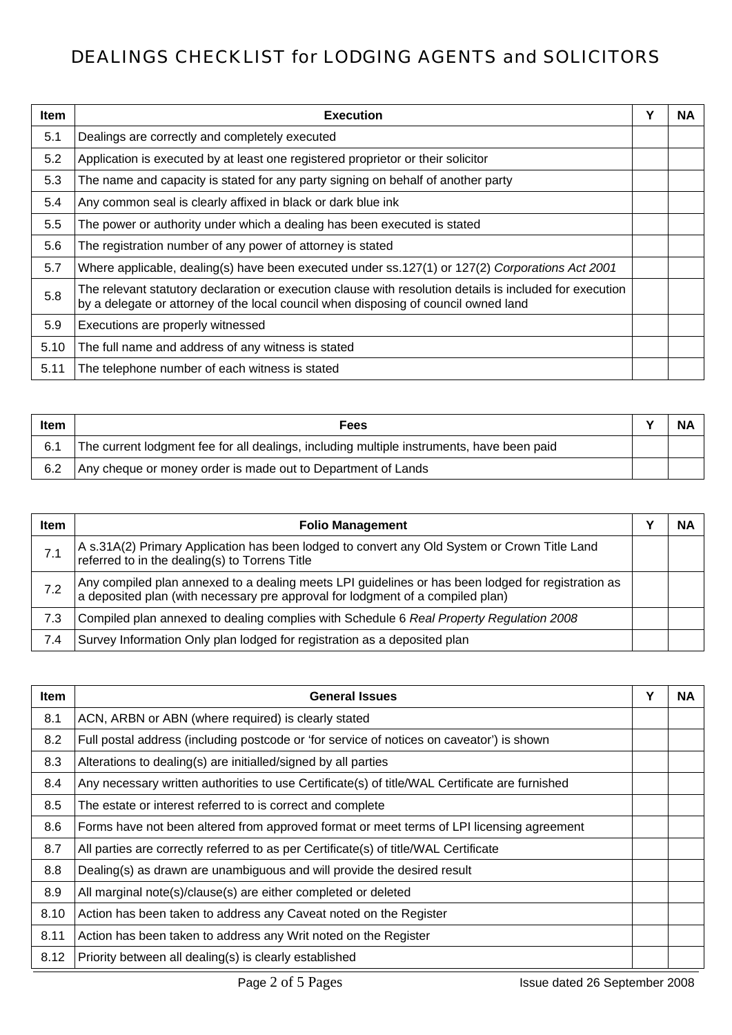# DEALINGS CHECKLIST for LODGING AGENTS and SOLICITORS

| Item | Execution | Y | NA |
|---|---|---|---|
| 5.1 | Dealings are correctly and completely executed | | |
| 5.2 | Application is executed by at least one registered proprietor or their solicitor | | |
| 5.3 | The name and capacity is stated for any party signing on behalf of another party | | |
| 5.4 | Any common seal is clearly affixed in black or dark blue ink | | |
| 5.5 | The power or authority under which a dealing has been executed is stated | | |
| 5.6 | The registration number of any power of attorney is stated | | |
| 5.7 | Where applicable, dealing(s) have been executed under ss.127(1) or 127(2) *Corporations Act 2001* | | |
| 5.8 | The relevant statutory declaration or execution clause with resolution details is included for execution by a delegate or attorney of the local council when disposing of council owned land | | |
| 5.9 | Executions are properly witnessed | | |
| 5.10 | The full name and address of any witness is stated | | |
| 5.11 | The telephone number of each witness is stated | | |

| Item | Fees | Y | NA |
|---|---|---|---|
| 6.1 | The current lodgment fee for all dealings, including multiple instruments, have been paid | | |
| 6.2 | Any cheque or money order is made out to Department of Lands | | |

| Item | Folio Management | Y | NA |
|---|---|---|---|
| 7.1 | A s.31A(2) Primary Application has been lodged to convert any Old System or Crown Title Land referred to in the dealing(s) to Torrens Title | | |
| 7.2 | Any compiled plan annexed to a dealing meets LPI guidelines or has been lodged for registration as a deposited plan (with necessary pre approval for lodgment of a compiled plan) | | |
| 7.3 | Compiled plan annexed to dealing complies with Schedule 6 *Real Property Regulation 2008* | | |
| 7.4 | Survey Information Only plan lodged for registration as a deposited plan | | |

| Item | General Issues | Y | NA |
|---|---|---|---|
| 8.1 | ACN, ARBN or ABN (where required) is clearly stated | | |
| 8.2 | Full postal address (including postcode or 'for service of notices on caveator') is shown | | |
| 8.3 | Alterations to dealing(s) are initialled/signed by all parties | | |
| 8.4 | Any necessary written authorities to use Certificate(s) of title/WAL Certificate are furnished | | |
| 8.5 | The estate or interest referred to is correct and complete | | |
| 8.6 | Forms have not been altered from approved format or meet terms of LPI licensing agreement | | |
| 8.7 | All parties are correctly referred to as per Certificate(s) of title/WAL Certificate | | |
| 8.8 | Dealing(s) as drawn are unambiguous and will provide the desired result | | |
| 8.9 | All marginal note(s)/clause(s) are either completed or deleted | | |
| 8.10 | Action has been taken to address any Caveat noted on the Register | | |
| 8.11 | Action has been taken to address any Writ noted on the Register | | |
| 8.12 | Priority between all dealing(s) is clearly established | | |

Issue dated 26 September 2008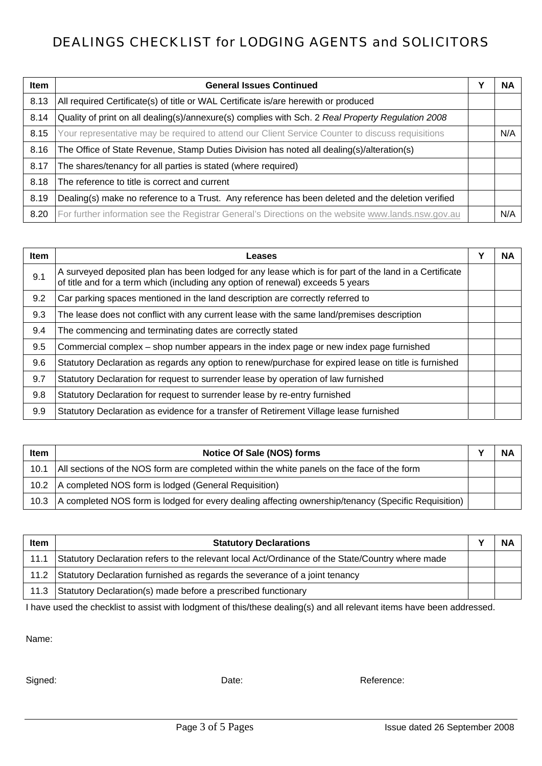# DEALINGS CHECKLIST for LODGING AGENTS and SOLICITORS

| Item | General Issues Continued | Y | NA |
|---|---|---|---|
| 8.13 | All required Certificate(s) of title or WAL Certificate is/are herewith or produced | | |
| 8.14 | Quality of print on all dealing(s)/annexure(s) complies with Sch. 2 *Real Property Regulation 2008* | | |
| 8.15 | Your representative may be required to attend our Client Service Counter to discuss requisitions | | N/A |
| 8.16 | The Office of State Revenue, Stamp Duties Division has noted all dealing(s)/alteration(s) | | |
| 8.17 | The shares/tenancy for all parties is stated (where required) | | |
| 8.18 | The reference to title is correct and current | | |
| 8.19 | Dealing(s) make no reference to a Trust. Any reference has been deleted and the deletion verified | | |
| 8.20 | For further information see the Registrar General's Directions on the website www.lands.nsw.gov.au | | N/A |

| Item | Leases | Y | NA |
|---|---|---|---|
| 9.1 | A surveyed deposited plan has been lodged for any lease which is for part of the land in a Certificate of title and for a term which (including any option of renewal) exceeds 5 years | | |
| 9.2 | Car parking spaces mentioned in the land description are correctly referred to | | |
| 9.3 | The lease does not conflict with any current lease with the same land/premises description | | |
| 9.4 | The commencing and terminating dates are correctly stated | | |
| 9.5 | Commercial complex – shop number appears in the index page or new index page furnished | | |
| 9.6 | Statutory Declaration as regards any option to renew/purchase for expired lease on title is furnished | | |
| 9.7 | Statutory Declaration for request to surrender lease by operation of law furnished | | |
| 9.8 | Statutory Declaration for request to surrender lease by re-entry furnished | | |
| 9.9 | Statutory Declaration as evidence for a transfer of Retirement Village lease furnished | | |

| Item | Notice Of Sale (NOS) forms | Y | NA |
|---|---|---|---|
| 10.1 | All sections of the NOS form are completed within the white panels on the face of the form | | |
| 10.2 | A completed NOS form is lodged (General Requisition) | | |
| 10.3 | A completed NOS form is lodged for every dealing affecting ownership/tenancy (Specific Requisition) | | |

| Item | Statutory Declarations | Y | NA |
|---|---|---|---|
| 11.1 | Statutory Declaration refers to the relevant local Act/Ordinance of the State/Country where made | | |
| 11.2 | Statutory Declaration furnished as regards the severance of a joint tenancy | | |
| 11.3 | Statutory Declaration(s) made before a prescribed functionary | | |

I have used the checklist to assist with lodgment of this/these dealing(s) and all relevant items have been addressed.

Name:

Signed: Date: Reference:

Issue dated 26 September 2008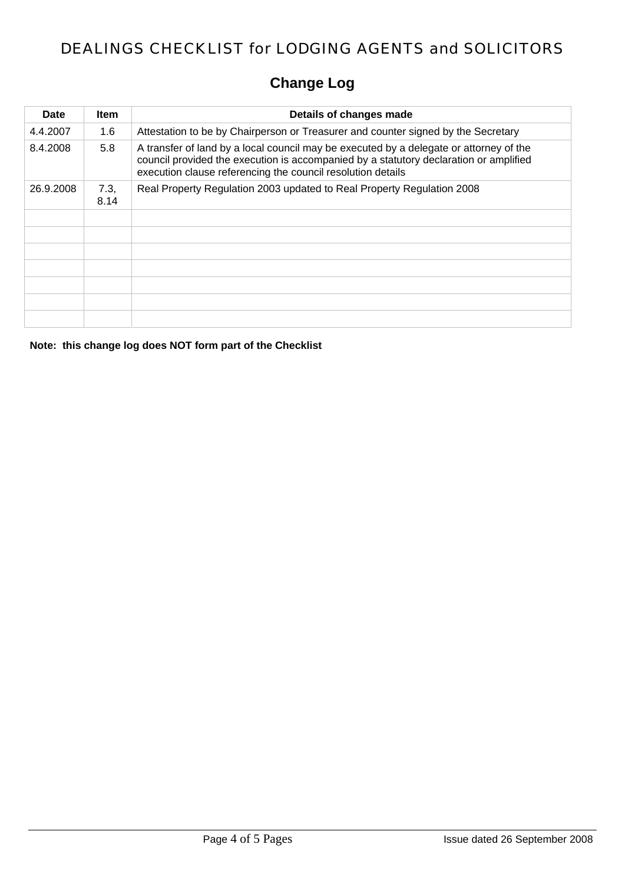# DEALINGS CHECKLIST for LODGING AGENTS and SOLICITORS

## Change Log

| Date | Item | Details of changes made |
|---|---|---|
| 4.4.2007 | 1.6 | Attestation to be by Chairperson or Treasurer and counter signed by the Secretary |
| 8.4.2008 | 5.8 | A transfer of land by a local council may be executed by a delegate or attorney of the council provided the execution is accompanied by a statutory declaration or amplified execution clause referencing the council resolution details |
| 26.9.2008 | 7.3, 8.14 | Real Property Regulation 2003 updated to Real Property Regulation 2008 |
| | | |
| | | |
| | | |
| | | |
| | | |
| | | |
| | | |

**Note: this change log does NOT form part of the Checklist**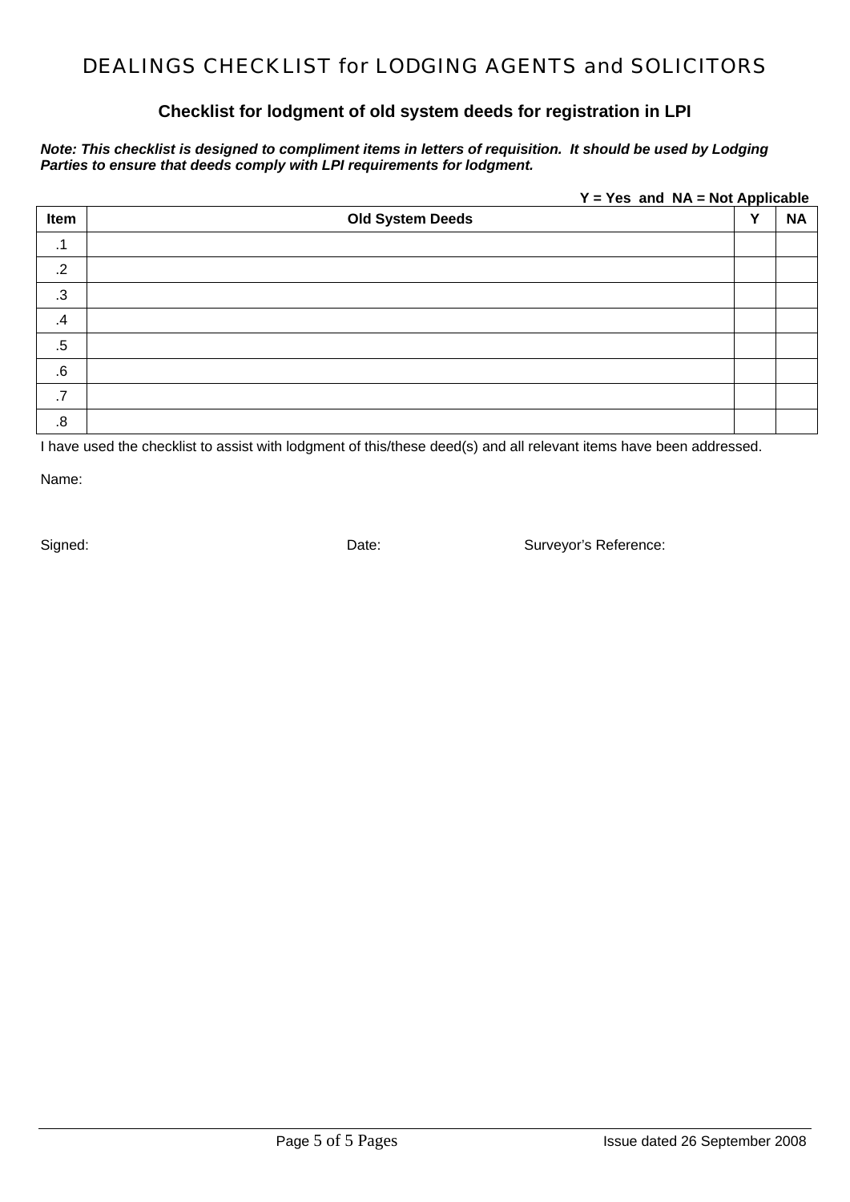# DEALINGS CHECKLIST for LODGING AGENTS and SOLICITORS

### Checklist for lodgment of old system deeds for registration in LPI

***Note: This checklist is designed to compliment items in letters of requisition. It should be used by Lodging Parties to ensure that deeds comply with LPI requirements for lodgment.***

**Y = Yes and NA = Not Applicable**

| Item | Old System Deeds | Y | NA |
|---|---|---|---|
| .1 | | | |
| .2 | | | |
| .3 | | | |
| .4 | | | |
| .5 | | | |
| .6 | | | |
| .7 | | | |
| .8 | | | |

I have used the checklist to assist with lodgment of this/these deed(s) and all relevant items have been addressed.

Name:

Signed: Date: Surveyor's Reference:

Issue dated 26 September 2008